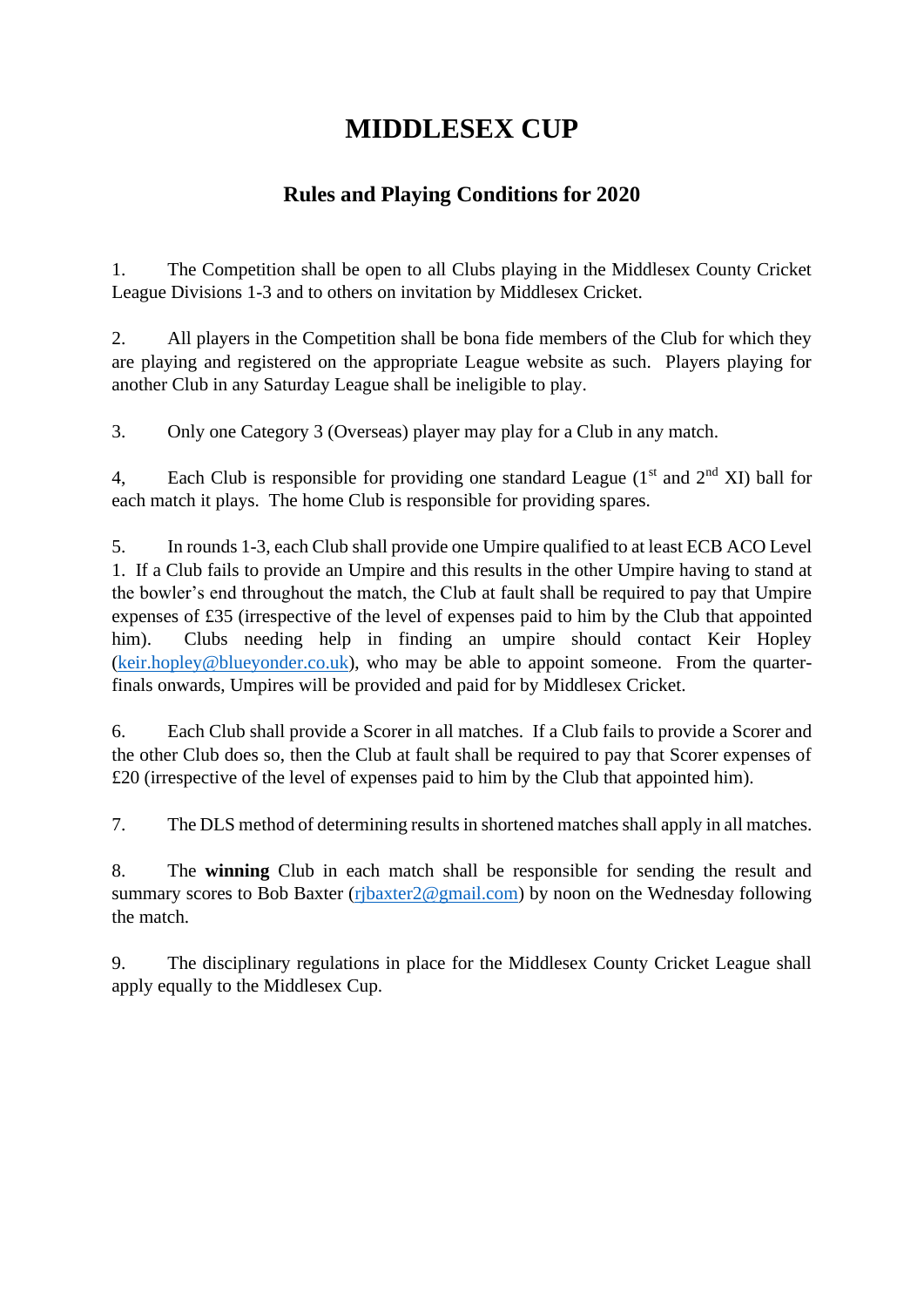# MIDDLESEX CUP

## Rules and Playing Conditions for 2020

1. The Competition shall be open to all Clubs playing in the Middlesex County Cricket League Divisions 1-3 and to others on invitation by Middlesex Cricket.

2. All players in the Competition shall be bona fide members of the Club for which they are playing and registered on the appropriate League website as such. Players playing for another Club in any Saturday League shall be ineligible to play.

3. Only one Category 3 (Overseas) player may play for a Club in any match.

4, Each Club is responsible for providing one standard League (1st and 2nd XI) ball for each match it plays. The home Club is responsible for providing spares.

5. In rounds 1-3, each Club shall provide one Umpire qualified to at least ECB ACO Level 1. If a Club fails to provide an Umpire and this results in the other Umpire having to stand at the bowler's end throughout the match, the Club at fault shall be required to pay that Umpire expenses of £35 (irrespective of the level of expenses paid to him by the Club that appointed him). Clubs needing help in finding an umpire should contact Keir Hopley (keir.hopley@blueyonder.co.uk), who may be able to appoint someone. From the quarter-finals onwards, Umpires will be provided and paid for by Middlesex Cricket.

6. Each Club shall provide a Scorer in all matches. If a Club fails to provide a Scorer and the other Club does so, then the Club at fault shall be required to pay that Scorer expenses of £20 (irrespective of the level of expenses paid to him by the Club that appointed him).

7. The DLS method of determining results in shortened matches shall apply in all matches.

8. The **winning** Club in each match shall be responsible for sending the result and summary scores to Bob Baxter (rjbaxter2@gmail.com) by noon on the Wednesday following the match.

9. The disciplinary regulations in place for the Middlesex County Cricket League shall apply equally to the Middlesex Cup.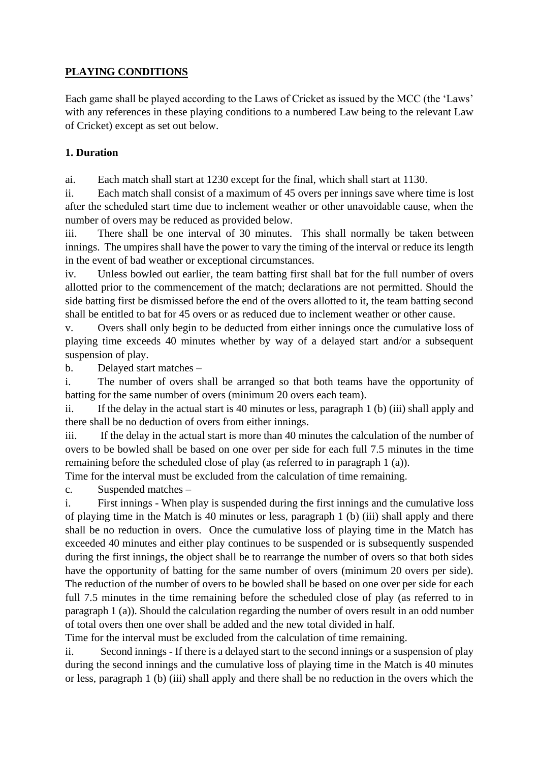## PLAYING CONDITIONS

Each game shall be played according to the Laws of Cricket as issued by the MCC (the 'Laws' with any references in these playing conditions to a numbered Law being to the relevant Law of Cricket) except as set out below.

### 1. Duration

ai. Each match shall start at 1230 except for the final, which shall start at 1130.

ii. Each match shall consist of a maximum of 45 overs per innings save where time is lost after the scheduled start time due to inclement weather or other unavoidable cause, when the number of overs may be reduced as provided below.

iii. There shall be one interval of 30 minutes. This shall normally be taken between innings. The umpires shall have the power to vary the timing of the interval or reduce its length in the event of bad weather or exceptional circumstances.

iv. Unless bowled out earlier, the team batting first shall bat for the full number of overs allotted prior to the commencement of the match; declarations are not permitted. Should the side batting first be dismissed before the end of the overs allotted to it, the team batting second shall be entitled to bat for 45 overs or as reduced due to inclement weather or other cause.

v. Overs shall only begin to be deducted from either innings once the cumulative loss of playing time exceeds 40 minutes whether by way of a delayed start and/or a subsequent suspension of play.

b. Delayed start matches –

i. The number of overs shall be arranged so that both teams have the opportunity of batting for the same number of overs (minimum 20 overs each team).

ii. If the delay in the actual start is 40 minutes or less, paragraph 1 (b) (iii) shall apply and there shall be no deduction of overs from either innings.

iii. If the delay in the actual start is more than 40 minutes the calculation of the number of overs to be bowled shall be based on one over per side for each full 7.5 minutes in the time remaining before the scheduled close of play (as referred to in paragraph 1 (a)).

Time for the interval must be excluded from the calculation of time remaining.

c. Suspended matches –

i. First innings - When play is suspended during the first innings and the cumulative loss of playing time in the Match is 40 minutes or less, paragraph 1 (b) (iii) shall apply and there shall be no reduction in overs. Once the cumulative loss of playing time in the Match has exceeded 40 minutes and either play continues to be suspended or is subsequently suspended during the first innings, the object shall be to rearrange the number of overs so that both sides have the opportunity of batting for the same number of overs (minimum 20 overs per side). The reduction of the number of overs to be bowled shall be based on one over per side for each full 7.5 minutes in the time remaining before the scheduled close of play (as referred to in paragraph 1 (a)). Should the calculation regarding the number of overs result in an odd number of total overs then one over shall be added and the new total divided in half.

Time for the interval must be excluded from the calculation of time remaining.

ii. Second innings - If there is a delayed start to the second innings or a suspension of play during the second innings and the cumulative loss of playing time in the Match is 40 minutes or less, paragraph 1 (b) (iii) shall apply and there shall be no reduction in the overs which the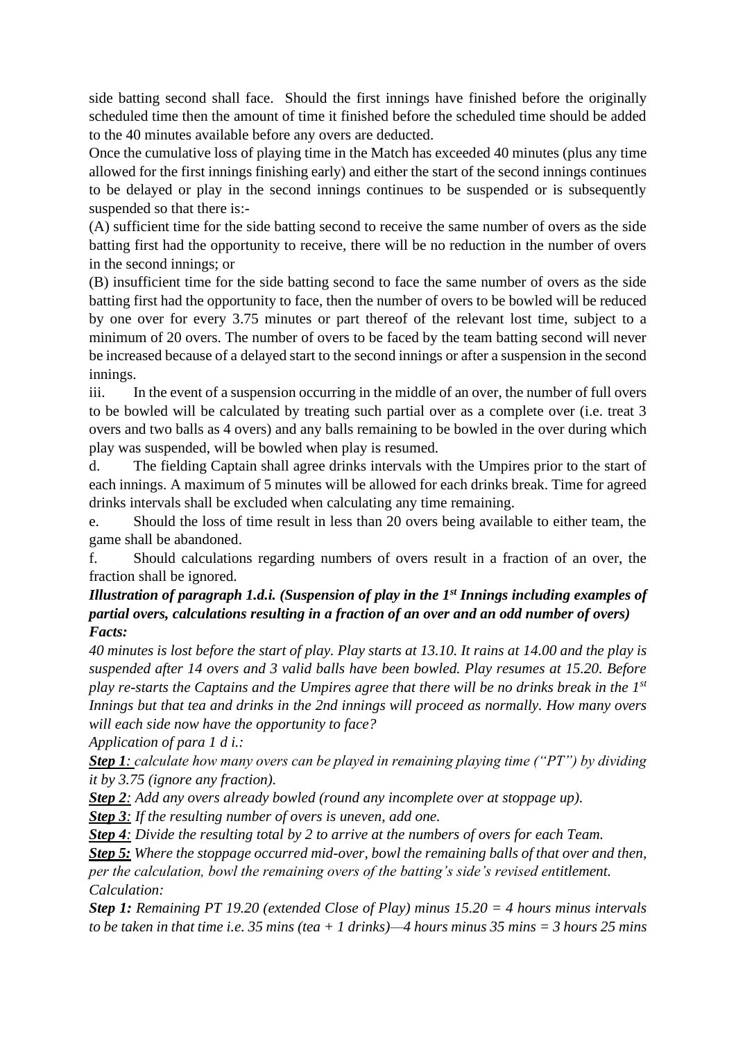side batting second shall face. Should the first innings have finished before the originally scheduled time then the amount of time it finished before the scheduled time should be added to the 40 minutes available before any overs are deducted.

Once the cumulative loss of playing time in the Match has exceeded 40 minutes (plus any time allowed for the first innings finishing early) and either the start of the second innings continues to be delayed or play in the second innings continues to be suspended or is subsequently suspended so that there is:-

(A) sufficient time for the side batting second to receive the same number of overs as the side batting first had the opportunity to receive, there will be no reduction in the number of overs in the second innings; or

(B) insufficient time for the side batting second to face the same number of overs as the side batting first had the opportunity to face, then the number of overs to be bowled will be reduced by one over for every 3.75 minutes or part thereof of the relevant lost time, subject to a minimum of 20 overs. The number of overs to be faced by the team batting second will never be increased because of a delayed start to the second innings or after a suspension in the second innings.

iii. In the event of a suspension occurring in the middle of an over, the number of full overs to be bowled will be calculated by treating such partial over as a complete over (i.e. treat 3 overs and two balls as 4 overs) and any balls remaining to be bowled in the over during which play was suspended, will be bowled when play is resumed.

d. The fielding Captain shall agree drinks intervals with the Umpires prior to the start of each innings. A maximum of 5 minutes will be allowed for each drinks break. Time for agreed drinks intervals shall be excluded when calculating any time remaining.

e. Should the loss of time result in less than 20 overs being available to either team, the game shall be abandoned.

f. Should calculations regarding numbers of overs result in a fraction of an over, the fraction shall be ignored.

***Illustration of paragraph 1.d.i. (Suspension of play in the 1st Innings including examples of partial overs, calculations resulting in a fraction of an over and an odd number of overs)***

***Facts:***

*40 minutes is lost before the start of play. Play starts at 13.10. It rains at 14.00 and the play is suspended after 14 overs and 3 valid balls have been bowled. Play resumes at 15.20. Before play re-starts the Captains and the Umpires agree that there will be no drinks break in the 1st Innings but that tea and drinks in the 2nd innings will proceed as normally. How many overs will each side now have the opportunity to face?*

*Application of para 1 d i.:*

***<u>Step 1</u>****: calculate how many overs can be played in remaining playing time ("PT") by dividing it by 3.75 (ignore any fraction).*

***<u>Step 2</u>****: Add any overs already bowled (round any incomplete over at stoppage up).*

***<u>Step 3</u>****: If the resulting number of overs is uneven, add one.*

***<u>Step 4</u>****: Divide the resulting total by 2 to arrive at the numbers of overs for each Team.*

***<u>Step 5:</u>*** *Where the stoppage occurred mid-over, bowl the remaining balls of that over and then, per the calculation, bowl the remaining overs of the batting's side's revised entitlement.*

*Calculation:*

***Step 1:*** *Remaining PT 19.20 (extended Close of Play) minus 15.20 = 4 hours minus intervals to be taken in that time i.e. 35 mins (tea + 1 drinks)—4 hours minus 35 mins = 3 hours 25 mins*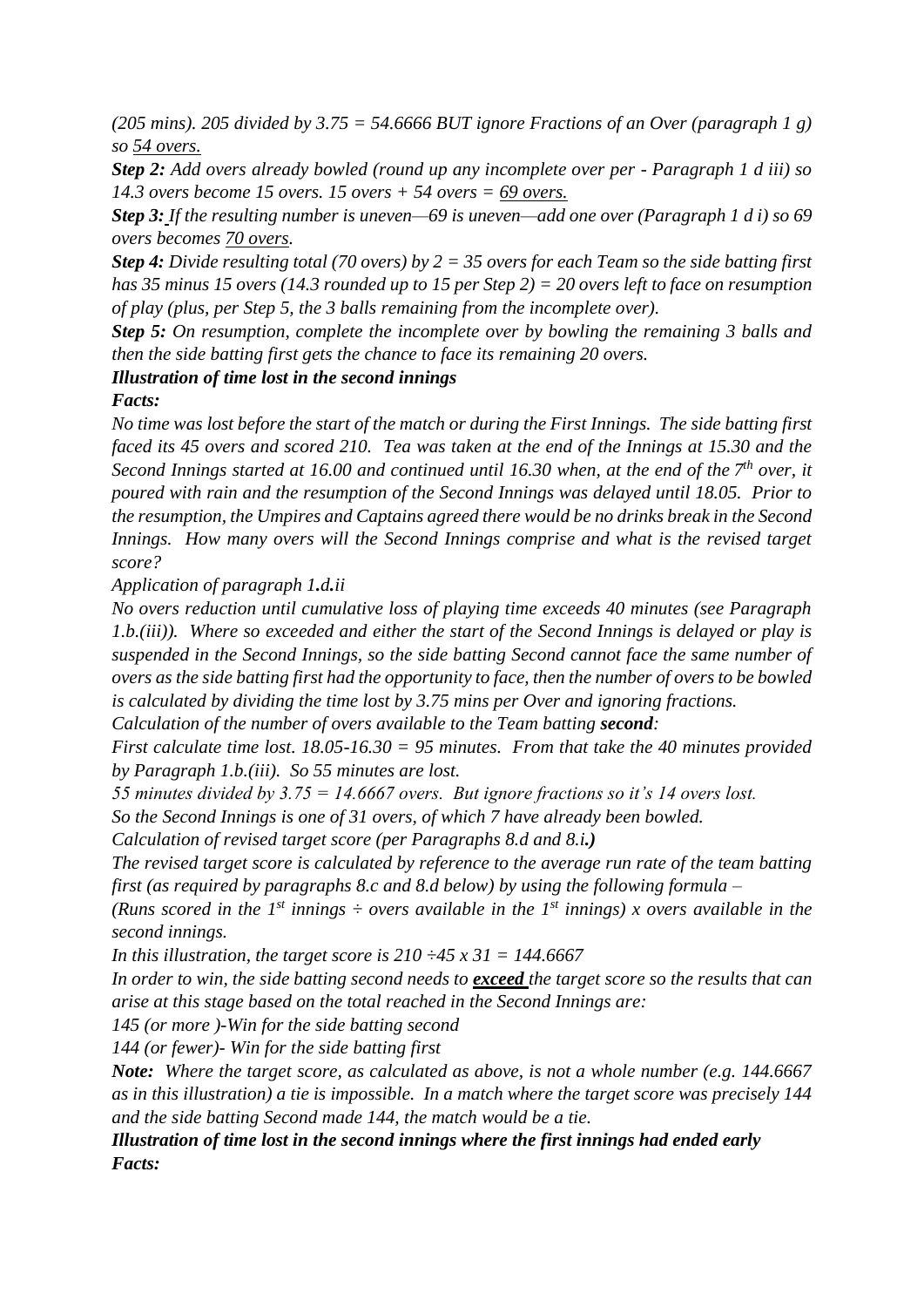*(205 mins). 205 divided by 3.75 = 54.6666 BUT ignore Fractions of an Over (paragraph 1 g) so <u>54 overs.</u>*

***Step 2:** Add overs already bowled (round up any incomplete over per - Paragraph 1 d iii) so 14.3 overs become 15 overs. 15 overs + 54 overs = <u>69 overs.</u>*

***Step 3:** If the resulting number is uneven—69 is uneven—add one over (Paragraph 1 d i) so 69 overs becomes <u>70 overs</u>.*

***Step 4:** Divide resulting total (70 overs) by 2 = 35 overs for each Team so the side batting first has 35 minus 15 overs (14.3 rounded up to 15 per Step 2) = 20 overs left to face on resumption of play (plus, per Step 5, the 3 balls remaining from the incomplete over).*

***Step 5:** On resumption, complete the incomplete over by bowling the remaining 3 balls and then the side batting first gets the chance to face its remaining 20 overs.*

***Illustration of time lost in the second innings***

***Facts:***

*No time was lost before the start of the match or during the First Innings. The side batting first faced its 45 overs and scored 210. Tea was taken at the end of the Innings at 15.30 and the Second Innings started at 16.00 and continued until 16.30 when, at the end of the 7th over, it poured with rain and the resumption of the Second Innings was delayed until 18.05. Prior to the resumption, the Umpires and Captains agreed there would be no drinks break in the Second Innings. How many overs will the Second Innings comprise and what is the revised target score?*

*Application of paragraph 1**.d.**ii*

*No overs reduction until cumulative loss of playing time exceeds 40 minutes (see Paragraph 1.b.(iii)). Where so exceeded and either the start of the Second Innings is delayed or play is suspended in the Second Innings, so the side batting Second cannot face the same number of overs as the side batting first had the opportunity to face, then the number of overs to be bowled is calculated by dividing the time lost by 3.75 mins per Over and ignoring fractions.*

*Calculation of the number of overs available to the Team batting **second**:*

*First calculate time lost. 18.05-16.30 = 95 minutes. From that take the 40 minutes provided by Paragraph 1.b.(iii). So 55 minutes are lost.*

*55 minutes divided by 3.75 = 14.6667 overs. But ignore fractions so it's 14 overs lost.*

*So the Second Innings is one of 31 overs, of which 7 have already been bowled.*

*Calculation of revised target score (per Paragraphs 8.d and 8.i**.)***

*The revised target score is calculated by reference to the average run rate of the team batting first (as required by paragraphs 8.c and 8.d below) by using the following formula –*

*(Runs scored in the 1st innings ÷ overs available in the 1st innings) x overs available in the second innings.*

*In this illustration, the target score is 210 ÷45 x 31 = 144.6667*

*In order to win, the side batting second needs to <u>**exceed**</u> the target score so the results that can arise at this stage based on the total reached in the Second Innings are:*

*145 (or more )-Win for the side batting second*

*144 (or fewer)- Win for the side batting first*

***Note:** Where the target score, as calculated as above, is not a whole number (e.g. 144.6667 as in this illustration) a tie is impossible. In a match where the target score was precisely 144 and the side batting Second made 144, the match would be a tie.*

***Illustration of time lost in the second innings where the first innings had ended early***

***Facts:***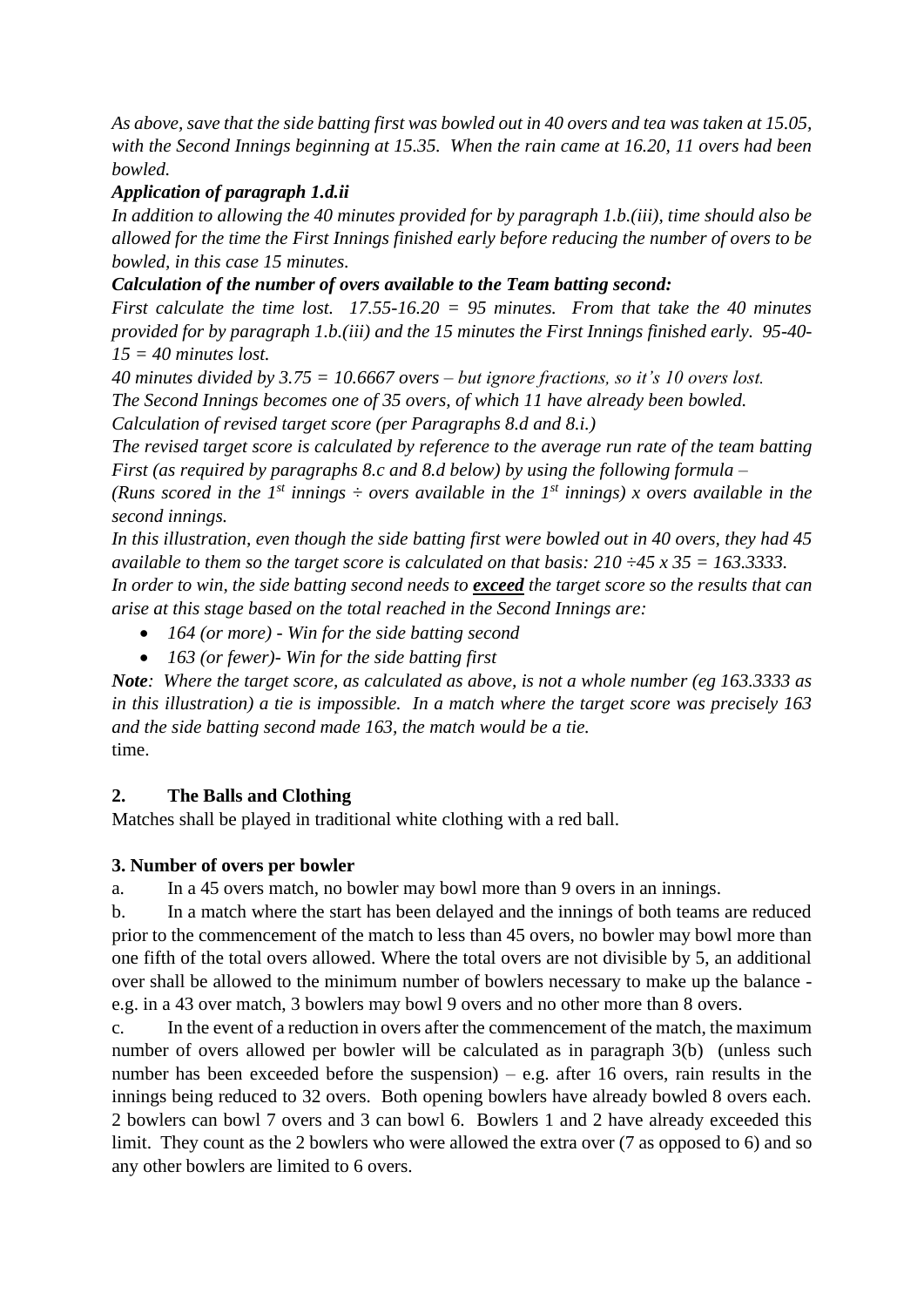*As above, save that the side batting first was bowled out in 40 overs and tea was taken at 15.05, with the Second Innings beginning at 15.35. When the rain came at 16.20, 11 overs had been bowled.*

***Application of paragraph 1.d.ii***

*In addition to allowing the 40 minutes provided for by paragraph 1.b.(iii), time should also be allowed for the time the First Innings finished early before reducing the number of overs to be bowled, in this case 15 minutes.*

***Calculation of the number of overs available to the Team batting second:***

*First calculate the time lost. 17.55-16.20 = 95 minutes. From that take the 40 minutes provided for by paragraph 1.b.(iii) and the 15 minutes the First Innings finished early. 95-40-15 = 40 minutes lost.*

*40 minutes divided by 3.75 = 10.6667 overs – but ignore fractions, so it's 10 overs lost.*

*The Second Innings becomes one of 35 overs, of which 11 have already been bowled.*

*Calculation of revised target score (per Paragraphs 8.d and 8.i.)*

*The revised target score is calculated by reference to the average run rate of the team batting First (as required by paragraphs 8.c and 8.d below) by using the following formula –*

*(Runs scored in the 1st innings ÷ overs available in the 1st innings) x overs available in the second innings.*

*In this illustration, even though the side batting first were bowled out in 40 overs, they had 45 available to them so the target score is calculated on that basis: 210 ÷45 x 35 = 163.3333.*

*In order to win, the side batting second needs to **exceed** the target score so the results that can arise at this stage based on the total reached in the Second Innings are:*

- *164 (or more) - Win for the side batting second*
- *163 (or fewer)- Win for the side batting first*

***Note**: Where the target score, as calculated as above, is not a whole number (eg 163.3333 as in this illustration) a tie is impossible. In a match where the target score was precisely 163 and the side batting second made 163, the match would be a tie.*

time.

**2. The Balls and Clothing**

Matches shall be played in traditional white clothing with a red ball.

**3. Number of overs per bowler**

a. In a 45 overs match, no bowler may bowl more than 9 overs in an innings.

b. In a match where the start has been delayed and the innings of both teams are reduced prior to the commencement of the match to less than 45 overs, no bowler may bowl more than one fifth of the total overs allowed. Where the total overs are not divisible by 5, an additional over shall be allowed to the minimum number of bowlers necessary to make up the balance - e.g. in a 43 over match, 3 bowlers may bowl 9 overs and no other more than 8 overs.

c. In the event of a reduction in overs after the commencement of the match, the maximum number of overs allowed per bowler will be calculated as in paragraph 3(b) (unless such number has been exceeded before the suspension) – e.g. after 16 overs, rain results in the innings being reduced to 32 overs. Both opening bowlers have already bowled 8 overs each. 2 bowlers can bowl 7 overs and 3 can bowl 6. Bowlers 1 and 2 have already exceeded this limit. They count as the 2 bowlers who were allowed the extra over (7 as opposed to 6) and so any other bowlers are limited to 6 overs.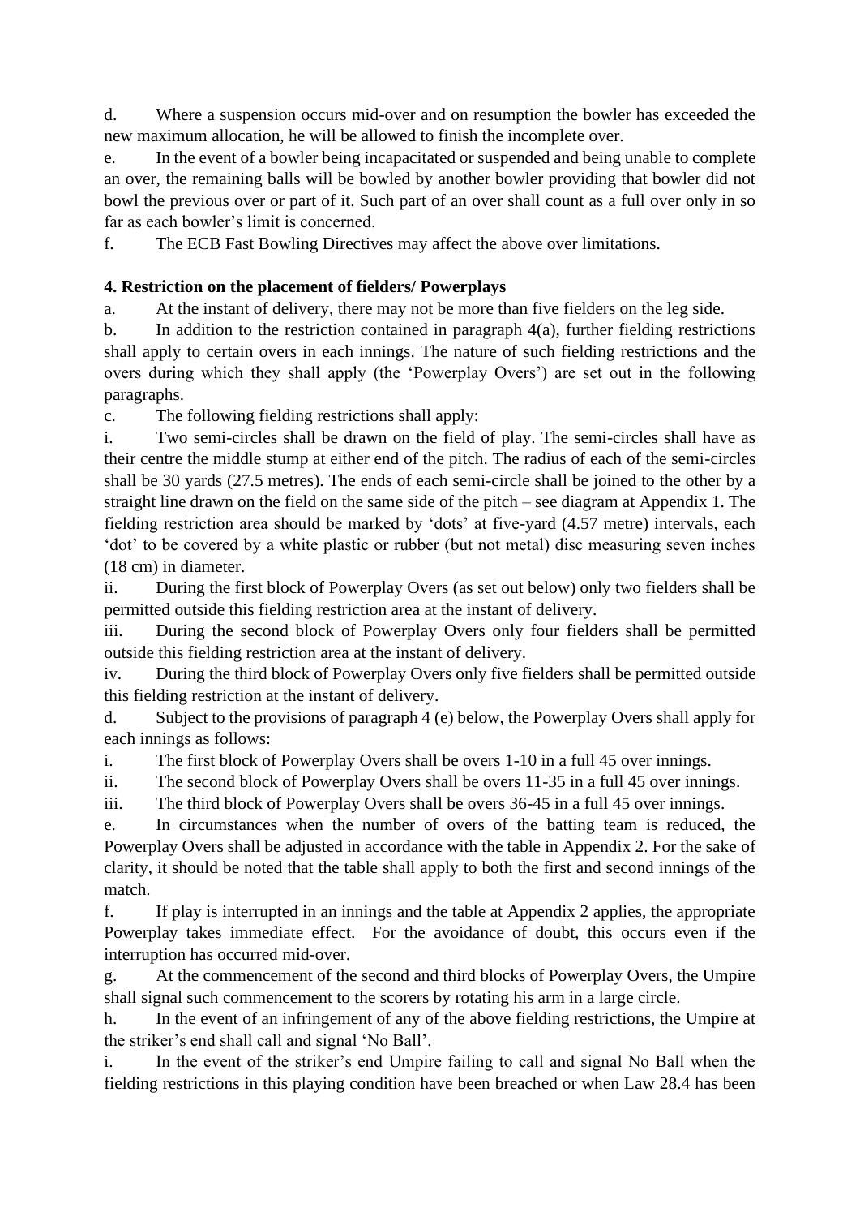d. Where a suspension occurs mid-over and on resumption the bowler has exceeded the new maximum allocation, he will be allowed to finish the incomplete over.

e. In the event of a bowler being incapacitated or suspended and being unable to complete an over, the remaining balls will be bowled by another bowler providing that bowler did not bowl the previous over or part of it. Such part of an over shall count as a full over only in so far as each bowler's limit is concerned.

f. The ECB Fast Bowling Directives may affect the above over limitations.

**4. Restriction on the placement of fielders/ Powerplays**

a. At the instant of delivery, there may not be more than five fielders on the leg side.

b. In addition to the restriction contained in paragraph 4(a), further fielding restrictions shall apply to certain overs in each innings. The nature of such fielding restrictions and the overs during which they shall apply (the 'Powerplay Overs') are set out in the following paragraphs.

c. The following fielding restrictions shall apply:

i. Two semi-circles shall be drawn on the field of play. The semi-circles shall have as their centre the middle stump at either end of the pitch. The radius of each of the semi-circles shall be 30 yards (27.5 metres). The ends of each semi-circle shall be joined to the other by a straight line drawn on the field on the same side of the pitch – see diagram at Appendix 1. The fielding restriction area should be marked by 'dots' at five-yard (4.57 metre) intervals, each 'dot' to be covered by a white plastic or rubber (but not metal) disc measuring seven inches (18 cm) in diameter.

ii. During the first block of Powerplay Overs (as set out below) only two fielders shall be permitted outside this fielding restriction area at the instant of delivery.

iii. During the second block of Powerplay Overs only four fielders shall be permitted outside this fielding restriction area at the instant of delivery.

iv. During the third block of Powerplay Overs only five fielders shall be permitted outside this fielding restriction at the instant of delivery.

d. Subject to the provisions of paragraph 4 (e) below, the Powerplay Overs shall apply for each innings as follows:

i. The first block of Powerplay Overs shall be overs 1-10 in a full 45 over innings.

ii. The second block of Powerplay Overs shall be overs 11-35 in a full 45 over innings.

iii. The third block of Powerplay Overs shall be overs 36-45 in a full 45 over innings.

e. In circumstances when the number of overs of the batting team is reduced, the Powerplay Overs shall be adjusted in accordance with the table in Appendix 2. For the sake of clarity, it should be noted that the table shall apply to both the first and second innings of the match.

f. If play is interrupted in an innings and the table at Appendix 2 applies, the appropriate Powerplay takes immediate effect. For the avoidance of doubt, this occurs even if the interruption has occurred mid-over.

g. At the commencement of the second and third blocks of Powerplay Overs, the Umpire shall signal such commencement to the scorers by rotating his arm in a large circle.

h. In the event of an infringement of any of the above fielding restrictions, the Umpire at the striker's end shall call and signal 'No Ball'.

i. In the event of the striker's end Umpire failing to call and signal No Ball when the fielding restrictions in this playing condition have been breached or when Law 28.4 has been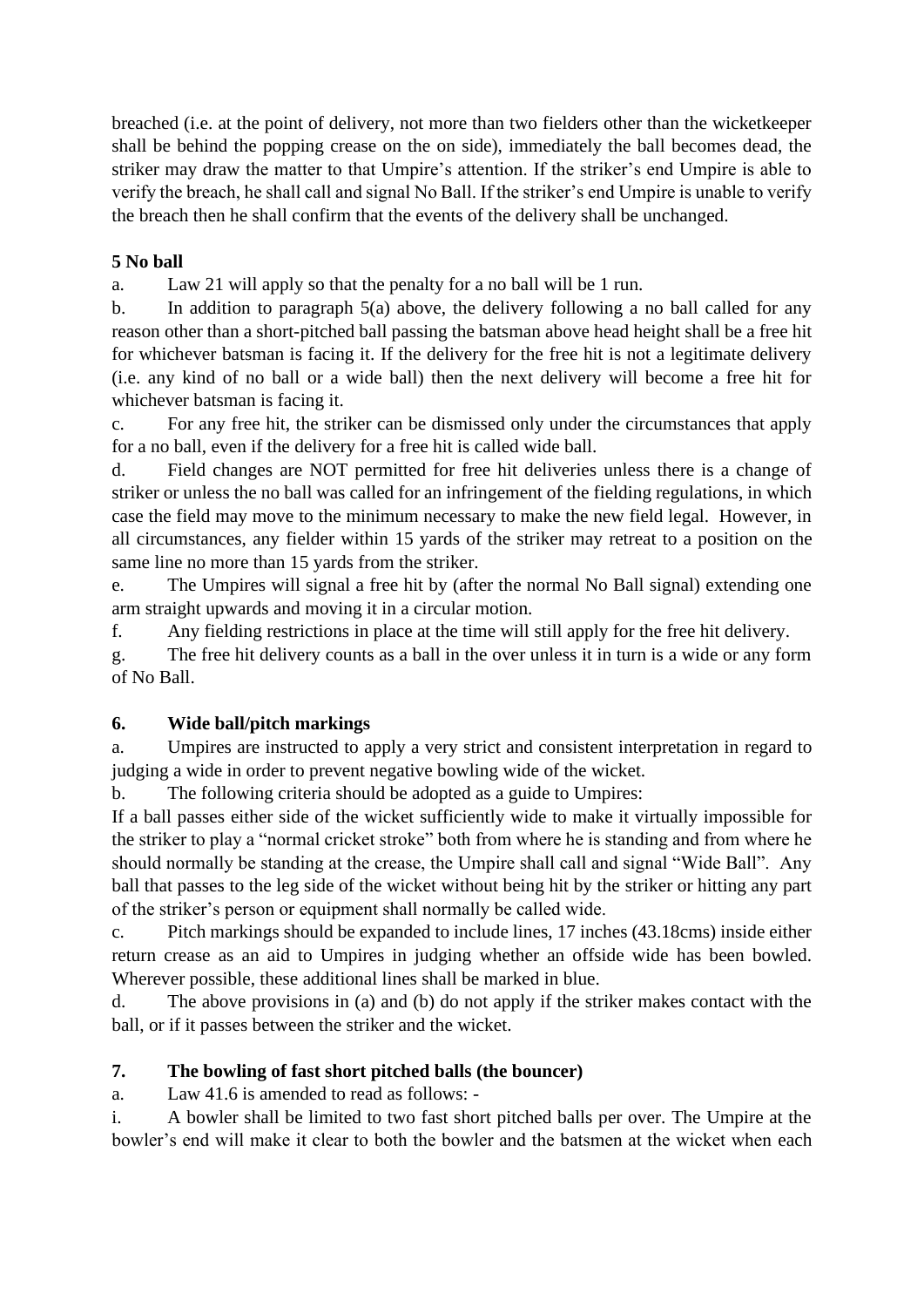breached (i.e. at the point of delivery, not more than two fielders other than the wicketkeeper shall be behind the popping crease on the on side), immediately the ball becomes dead, the striker may draw the matter to that Umpire's attention. If the striker's end Umpire is able to verify the breach, he shall call and signal No Ball. If the striker's end Umpire is unable to verify the breach then he shall confirm that the events of the delivery shall be unchanged.

**5 No ball**

a. Law 21 will apply so that the penalty for a no ball will be 1 run.

b. In addition to paragraph 5(a) above, the delivery following a no ball called for any reason other than a short-pitched ball passing the batsman above head height shall be a free hit for whichever batsman is facing it. If the delivery for the free hit is not a legitimate delivery (i.e. any kind of no ball or a wide ball) then the next delivery will become a free hit for whichever batsman is facing it.

c. For any free hit, the striker can be dismissed only under the circumstances that apply for a no ball, even if the delivery for a free hit is called wide ball.

d. Field changes are NOT permitted for free hit deliveries unless there is a change of striker or unless the no ball was called for an infringement of the fielding regulations, in which case the field may move to the minimum necessary to make the new field legal. However, in all circumstances, any fielder within 15 yards of the striker may retreat to a position on the same line no more than 15 yards from the striker.

e. The Umpires will signal a free hit by (after the normal No Ball signal) extending one arm straight upwards and moving it in a circular motion.

f. Any fielding restrictions in place at the time will still apply for the free hit delivery.

g. The free hit delivery counts as a ball in the over unless it in turn is a wide or any form of No Ball.

**6. Wide ball/pitch markings**

a. Umpires are instructed to apply a very strict and consistent interpretation in regard to judging a wide in order to prevent negative bowling wide of the wicket.

b. The following criteria should be adopted as a guide to Umpires:

If a ball passes either side of the wicket sufficiently wide to make it virtually impossible for the striker to play a "normal cricket stroke" both from where he is standing and from where he should normally be standing at the crease, the Umpire shall call and signal "Wide Ball". Any ball that passes to the leg side of the wicket without being hit by the striker or hitting any part of the striker's person or equipment shall normally be called wide.

c. Pitch markings should be expanded to include lines, 17 inches (43.18cms) inside either return crease as an aid to Umpires in judging whether an offside wide has been bowled. Wherever possible, these additional lines shall be marked in blue.

d. The above provisions in (a) and (b) do not apply if the striker makes contact with the ball, or if it passes between the striker and the wicket.

**7. The bowling of fast short pitched balls (the bouncer)**

a. Law 41.6 is amended to read as follows: -

i. A bowler shall be limited to two fast short pitched balls per over. The Umpire at the bowler's end will make it clear to both the bowler and the batsmen at the wicket when each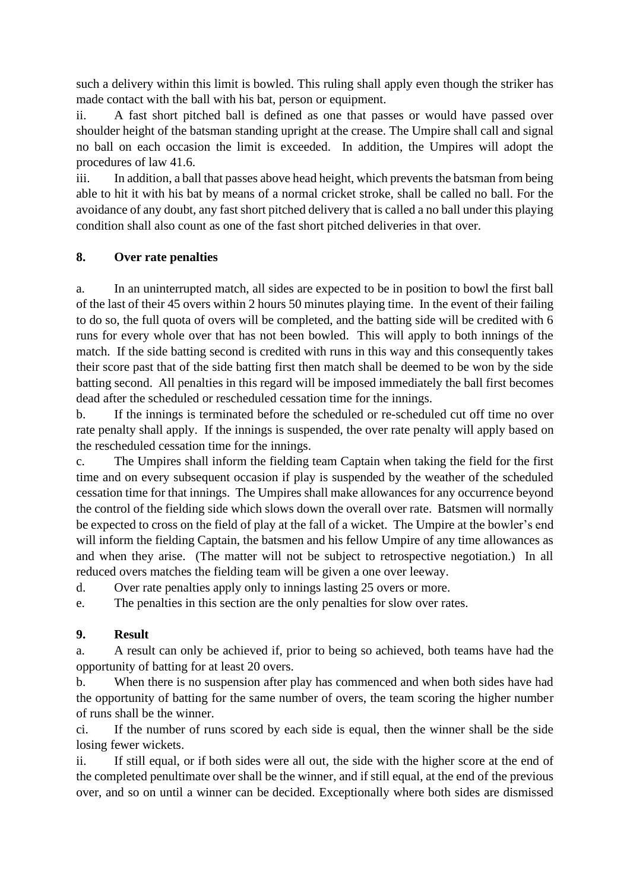such a delivery within this limit is bowled. This ruling shall apply even though the striker has made contact with the ball with his bat, person or equipment.

ii. A fast short pitched ball is defined as one that passes or would have passed over shoulder height of the batsman standing upright at the crease. The Umpire shall call and signal no ball on each occasion the limit is exceeded. In addition, the Umpires will adopt the procedures of law 41.6.

iii. In addition, a ball that passes above head height, which prevents the batsman from being able to hit it with his bat by means of a normal cricket stroke, shall be called no ball. For the avoidance of any doubt, any fast short pitched delivery that is called a no ball under this playing condition shall also count as one of the fast short pitched deliveries in that over.

## 8. Over rate penalties

a. In an uninterrupted match, all sides are expected to be in position to bowl the first ball of the last of their 45 overs within 2 hours 50 minutes playing time. In the event of their failing to do so, the full quota of overs will be completed, and the batting side will be credited with 6 runs for every whole over that has not been bowled. This will apply to both innings of the match. If the side batting second is credited with runs in this way and this consequently takes their score past that of the side batting first then match shall be deemed to be won by the side batting second. All penalties in this regard will be imposed immediately the ball first becomes dead after the scheduled or rescheduled cessation time for the innings.

b. If the innings is terminated before the scheduled or re-scheduled cut off time no over rate penalty shall apply. If the innings is suspended, the over rate penalty will apply based on the rescheduled cessation time for the innings.

c. The Umpires shall inform the fielding team Captain when taking the field for the first time and on every subsequent occasion if play is suspended by the weather of the scheduled cessation time for that innings. The Umpires shall make allowances for any occurrence beyond the control of the fielding side which slows down the overall over rate. Batsmen will normally be expected to cross on the field of play at the fall of a wicket. The Umpire at the bowler's end will inform the fielding Captain, the batsmen and his fellow Umpire of any time allowances as and when they arise. (The matter will not be subject to retrospective negotiation.) In all reduced overs matches the fielding team will be given a one over leeway.

d. Over rate penalties apply only to innings lasting 25 overs or more.

e. The penalties in this section are the only penalties for slow over rates.

## 9. Result

a. A result can only be achieved if, prior to being so achieved, both teams have had the opportunity of batting for at least 20 overs.

b. When there is no suspension after play has commenced and when both sides have had the opportunity of batting for the same number of overs, the team scoring the higher number of runs shall be the winner.

ci. If the number of runs scored by each side is equal, then the winner shall be the side losing fewer wickets.

ii. If still equal, or if both sides were all out, the side with the higher score at the end of the completed penultimate over shall be the winner, and if still equal, at the end of the previous over, and so on until a winner can be decided. Exceptionally where both sides are dismissed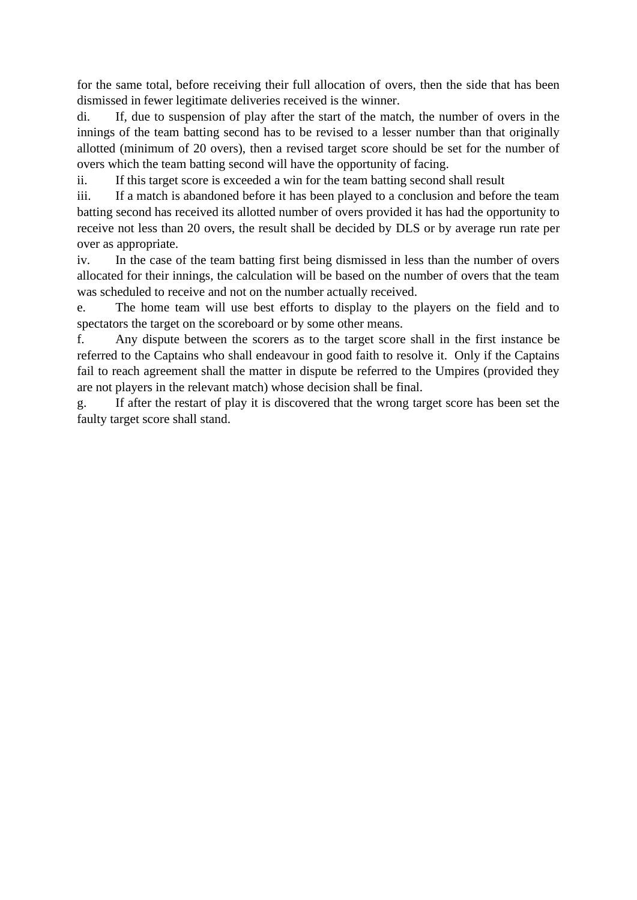for the same total, before receiving their full allocation of overs, then the side that has been dismissed in fewer legitimate deliveries received is the winner.

di. If, due to suspension of play after the start of the match, the number of overs in the innings of the team batting second has to be revised to a lesser number than that originally allotted (minimum of 20 overs), then a revised target score should be set for the number of overs which the team batting second will have the opportunity of facing.

ii. If this target score is exceeded a win for the team batting second shall result

iii. If a match is abandoned before it has been played to a conclusion and before the team batting second has received its allotted number of overs provided it has had the opportunity to receive not less than 20 overs, the result shall be decided by DLS or by average run rate per over as appropriate.

iv. In the case of the team batting first being dismissed in less than the number of overs allocated for their innings, the calculation will be based on the number of overs that the team was scheduled to receive and not on the number actually received.

e. The home team will use best efforts to display to the players on the field and to spectators the target on the scoreboard or by some other means.

f. Any dispute between the scorers as to the target score shall in the first instance be referred to the Captains who shall endeavour in good faith to resolve it. Only if the Captains fail to reach agreement shall the matter in dispute be referred to the Umpires (provided they are not players in the relevant match) whose decision shall be final.

g. If after the restart of play it is discovered that the wrong target score has been set the faulty target score shall stand.